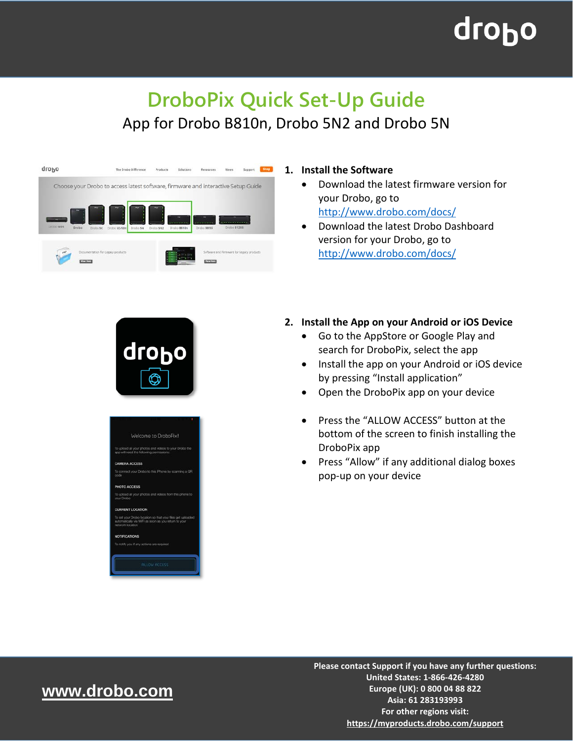# DroboPix Quick Set-Up Guide

## App for Drobo B810n, Drobo 5N2 and Drobo 5N

1. **Install the Software**
   - Download the latest firmware version for your Drobo, go to http://www.drobo.com/docs/
   - Download the latest Drobo Dashboard version for your Drobo, go to http://www.drobo.com/docs/

2. **Install the App on your Android or iOS Device**
   - Go to the AppStore or Google Play and search for DroboPix, select the app
   - Install the app on your Android or iOS device by pressing "Install application"
   - Open the DroboPix app on your device
   - Press the "ALLOW ACCESS" button at the bottom of the screen to finish installing the DroboPix app
   - Press "Allow" if any additional dialog boxes pop-up on your device

**www.drobo.com**

**Please contact Support if you have any further questions:**
**United States: 1-866-426-4280**
**Europe (UK): 0 800 04 88 822**
**Asia: 61 283193993**
**For other regions visit:**
**https://myproducts.drobo.com/support**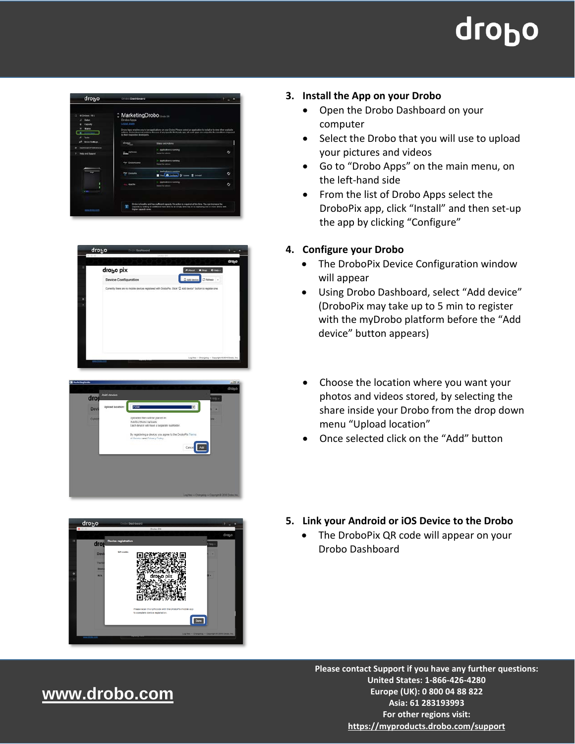## 3. Install the App on your Drobo

- Open the Drobo Dashboard on your computer
- Select the Drobo that you will use to upload your pictures and videos
- Go to “Drobo Apps” on the main menu, on the left-hand side
- From the list of Drobo Apps select the DroboPix app, click “Install” and then set-up the app by clicking “Configure”

## 4. Configure your Drobo

- The DroboPix Device Configuration window will appear
- Using Drobo Dashboard, select “Add device” (DroboPix may take up to 5 min to register with the myDrobo platform before the “Add device” button appears)

- Choose the location where you want your photos and videos stored, by selecting the share inside your Drobo from the drop down menu “Upload location”
- Once selected click on the “Add” button

## 5. Link your Android or iOS Device to the Drobo

- The DroboPix QR code will appear on your Drobo Dashboard

**Please contact Support if you have any further questions:**
**United States: 1-866-426-4280**
**Europe (UK): 0 800 04 88 822**
**Asia: 61 283193993**
**For other regions visit:**
**https://myproducts.drobo.com/support**

**www.drobo.com**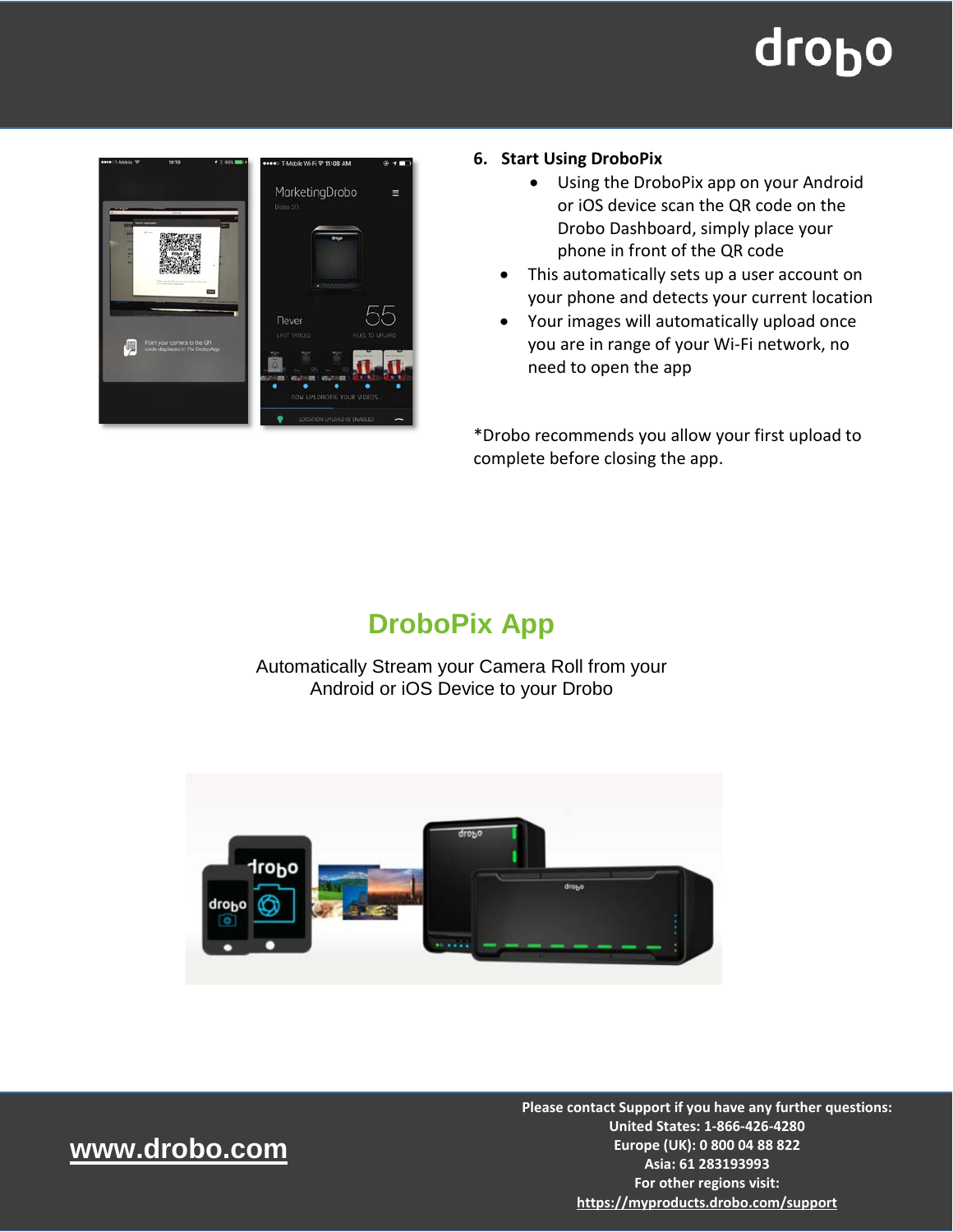6. **Start Using DroboPix**
    - Using the DroboPix app on your Android or iOS device scan the QR code on the Drobo Dashboard, simply place your phone in front of the QR code
    - This automatically sets up a user account on your phone and detects your current location
    - Your images will automatically upload once you are in range of your Wi-Fi network, no need to open the app

*Drobo recommends you allow your first upload to complete before closing the app.

## DroboPix App

Automatically Stream your Camera Roll from your Android or iOS Device to your Drobo

**www.drobo.com**

**Please contact Support if you have any further questions:**
**United States: 1-866-426-4280**
**Europe (UK): 0 800 04 88 822**
**Asia: 61 283193993**
**For other regions visit:**
**https://myproducts.drobo.com/support**